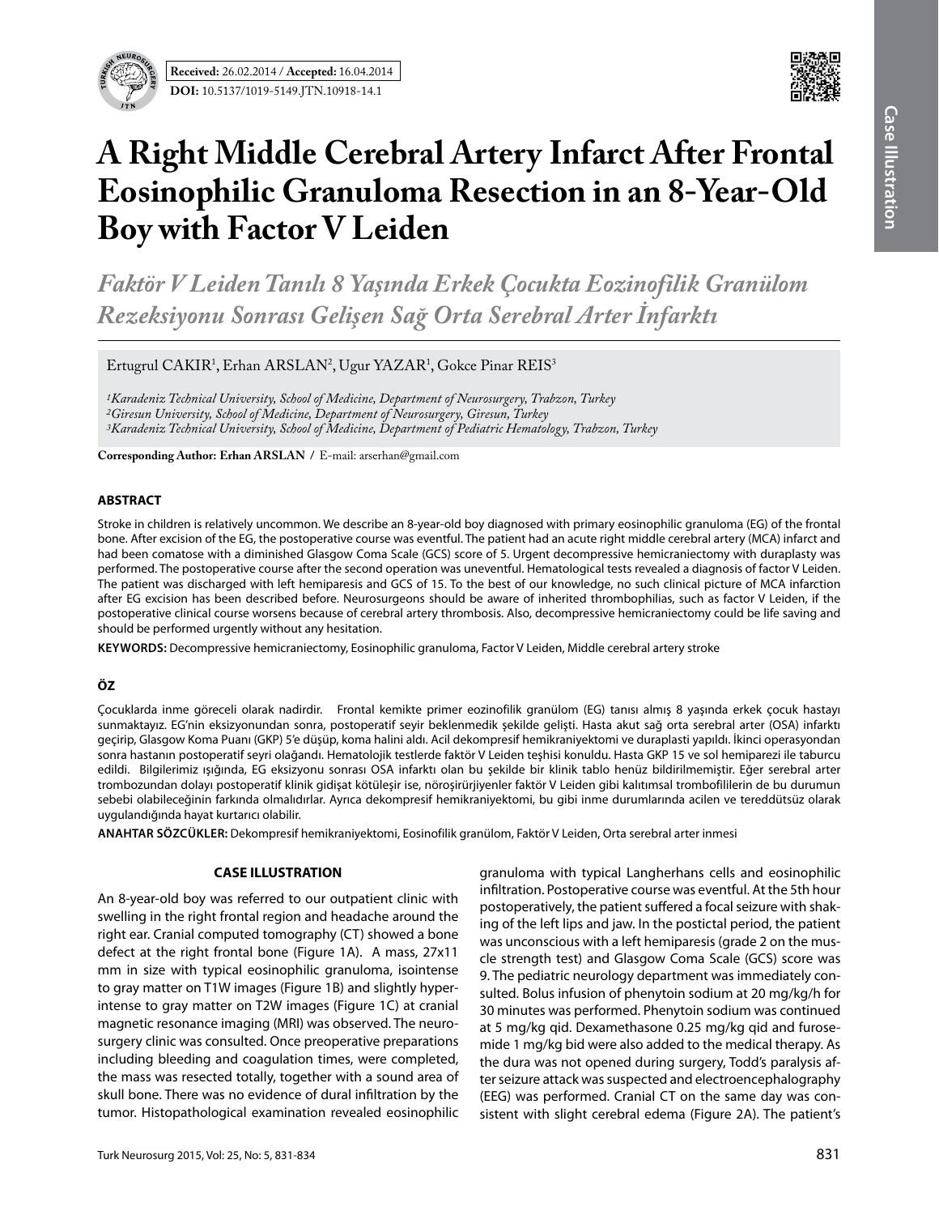**Received:** 26.02.2014 / **Accepted:** 16.04.2014

**DOI:** 10.5137/1019-5149.JTN.10918-14.1

# A Right Middle Cerebral Artery Infarct After Frontal Eosinophilic Granuloma Resection in an 8-Year-Old Boy with Factor V Leiden

## *Faktör V Leiden Tanılı 8 Yaşında Erkek Çocukta Eozinofilik Granülom Rezeksiyonu Sonrası Gelişen Sağ Orta Serebral Arter İnfarktı*

Ertugrul CAKIR[1], Erhan ARSLAN[2], Ugur YAZAR[1], Gokce Pinar REIS[3]

*[1]Karadeniz Technical University, School of Medicine, Department of Neurosurgery, Trabzon, Turkey*
*[2]Giresun University, School of Medicine, Department of Neurosurgery, Giresun, Turkey*
*[3]Karadeniz Technical University, School of Medicine, Department of Pediatric Hematology, Trabzon, Turkey*

**Corresponding Author: Erhan ARSLAN /** E-mail: arserhan@gmail.com

### ABSTRACT

Stroke in children is relatively uncommon. We describe an 8-year-old boy diagnosed with primary eosinophilic granuloma (EG) of the frontal bone. After excision of the EG, the postoperative course was eventful. The patient had an acute right middle cerebral artery (MCA) infarct and had been comatose with a diminished Glasgow Coma Scale (GCS) score of 5. Urgent decompressive hemicraniectomy with duraplasty was performed. The postoperative course after the second operation was uneventful. Hematological tests revealed a diagnosis of factor V Leiden. The patient was discharged with left hemiparesis and GCS of 15. To the best of our knowledge, no such clinical picture of MCA infarction after EG excision has been described before. Neurosurgeons should be aware of inherited thrombophilias, such as factor V Leiden, if the postoperative clinical course worsens because of cerebral artery thrombosis. Also, decompressive hemicraniectomy could be life saving and should be performed urgently without any hesitation.

**KEYWORDS:** Decompressive hemicraniectomy, Eosinophilic granuloma, Factor V Leiden, Middle cerebral artery stroke

### ÖZ

Çocuklarda inme göreceli olarak nadirdir. Frontal kemikte primer eozinofilik granülom (EG) tanısı almış 8 yaşında erkek çocuk hastayı sunmaktayız. EG'nin eksizyonundan sonra, postoperatif seyir beklenmedik şekilde gelişti. Hasta akut sağ orta serebral arter (OSA) infarktı geçirip, Glasgow Koma Puanı (GKP) 5'e düşüp, koma halini aldı. Acil dekompresif hemikraniyektomi ve duraplasti yapıldı. İkinci operasyondan sonra hastanın postoperatif seyri olağandı. Hematolojik testlerde faktör V Leiden teşhisi konuldu. Hasta GKP 15 ve sol hemiparezi ile taburcu edildi. Bilgilerimiz ışığında, EG eksizyonu sonrası OSA infarktı olan bu şekilde bir klinik tablo henüz bildirilmemiştir. Eğer serebral arter trombozundan dolayı postoperatif klinik gidişat kötüleşir ise, nöroşirürjiyenler faktör V Leiden gibi kalıtımsal trombofililerin de bu durumun sebebi olabileceğinin farkında olmalıdırlar. Ayrıca dekompresif hemikraniyektomi, bu gibi inme durumlarında acilen ve tereddütsüz olarak uygulandığında hayat kurtarıcı olabilir.

**ANAHTAR SÖZCÜKLER:** Dekompresif hemikraniyektomi, Eosinofilik granülom, Faktör V Leiden, Orta serebral arter inmesi

### CASE ILLUSTRATION

An 8-year-old boy was referred to our outpatient clinic with swelling in the right frontal region and headache around the right ear. Cranial computed tomography (CT) showed a bone defect at the right frontal bone (Figure 1A). A mass, 27x11 mm in size with typical eosinophilic granuloma, isointense to gray matter on T1W images (Figure 1B) and slightly hyperintense to gray matter on T2W images (Figure 1C) at cranial magnetic resonance imaging (MRI) was observed. The neurosurgery clinic was consulted. Once preoperative preparations including bleeding and coagulation times, were completed, the mass was resected totally, together with a sound area of skull bone. There was no evidence of dural infiltration by the tumor. Histopathological examination revealed eosinophilic granuloma with typical Langherhans cells and eosinophilic infiltration. Postoperative course was eventful. At the 5th hour postoperatively, the patient suffered a focal seizure with shaking of the left lips and jaw. In the postictal period, the patient was unconscious with a left hemiparesis (grade 2 on the muscle strength test) and Glasgow Coma Scale (GCS) score was 9. The pediatric neurology department was immediately consulted. Bolus infusion of phenytoin sodium at 20 mg/kg/h for 30 minutes was performed. Phenytoin sodium was continued at 5 mg/kg qid. Dexamethasone 0.25 mg/kg qid and furosemide 1 mg/kg bid were also added to the medical therapy. As the dura was not opened during surgery, Todd's paralysis after seizure attack was suspected and electroencephalography (EEG) was performed. Cranial CT on the same day was consistent with slight cerebral edema (Figure 2A). The patient's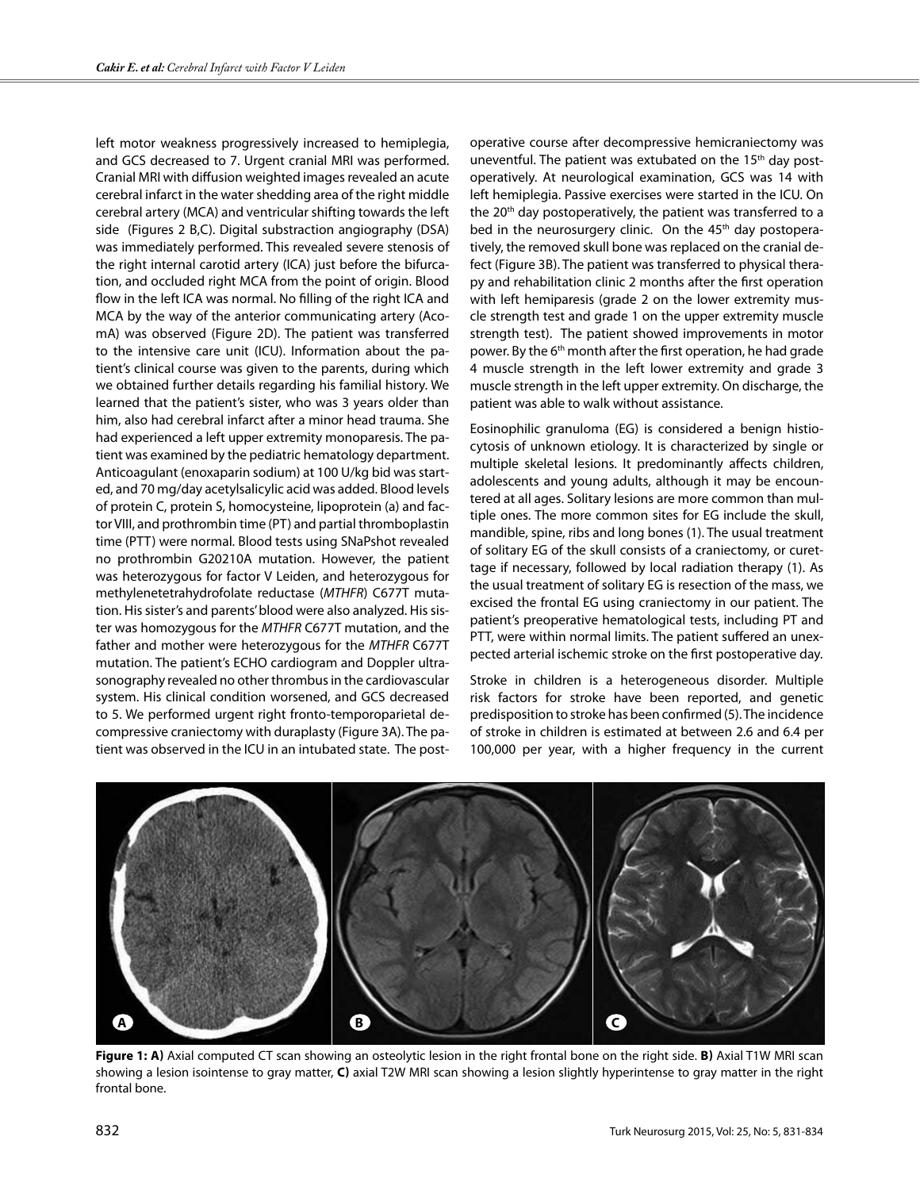left motor weakness progressively increased to hemiplegia, and GCS decreased to 7. Urgent cranial MRI was performed. Cranial MRI with diffusion weighted images revealed an acute cerebral infarct in the water shedding area of the right middle cerebral artery (MCA) and ventricular shifting towards the left side (Figures 2 B,C). Digital substraction angiography (DSA) was immediately performed. This revealed severe stenosis of the right internal carotid artery (ICA) just before the bifurcation, and occluded right MCA from the point of origin. Blood flow in the left ICA was normal. No filling of the right ICA and MCA by the way of the anterior communicating artery (AcomA) was observed (Figure 2D). The patient was transferred to the intensive care unit (ICU). Information about the patient's clinical course was given to the parents, during which we obtained further details regarding his familial history. We learned that the patient's sister, who was 3 years older than him, also had cerebral infarct after a minor head trauma. She had experienced a left upper extremity monoparesis. The patient was examined by the pediatric hematology department. Anticoagulant (enoxaparin sodium) at 100 U/kg bid was started, and 70 mg/day acetylsalicylic acid was added. Blood levels of protein C, protein S, homocysteine, lipoprotein (a) and factor VIII, and prothrombin time (PT) and partial thromboplastin time (PTT) were normal. Blood tests using SNaPshot revealed no prothrombin G20210A mutation. However, the patient was heterozygous for factor V Leiden, and heterozygous for methylenetetrahydrofolate reductase (*MTHFR*) C677T mutation. His sister's and parents' blood were also analyzed. His sister was homozygous for the *MTHFR* C677T mutation, and the father and mother were heterozygous for the *MTHFR* C677T mutation. The patient's ECHO cardiogram and Doppler ultrasonography revealed no other thrombus in the cardiovascular system. His clinical condition worsened, and GCS decreased to 5. We performed urgent right fronto-temporoparietal decompressive craniectomy with duraplasty (Figure 3A). The patient was observed in the ICU in an intubated state. The postoperative course after decompressive hemicraniectomy was uneventful. The patient was extubated on the 15th day postoperatively. At neurological examination, GCS was 14 with left hemiplegia. Passive exercises were started in the ICU. On the 20th day postoperatively, the patient was transferred to a bed in the neurosurgery clinic. On the 45th day postoperatively, the removed skull bone was replaced on the cranial defect (Figure 3B). The patient was transferred to physical therapy and rehabilitation clinic 2 months after the first operation with left hemiparesis (grade 2 on the lower extremity muscle strength test and grade 1 on the upper extremity muscle strength test). The patient showed improvements in motor power. By the 6th month after the first operation, he had grade 4 muscle strength in the left lower extremity and grade 3 muscle strength in the left upper extremity. On discharge, the patient was able to walk without assistance.

Eosinophilic granuloma (EG) is considered a benign histiocytosis of unknown etiology. It is characterized by single or multiple skeletal lesions. It predominantly affects children, adolescents and young adults, although it may be encountered at all ages. Solitary lesions are more common than multiple ones. The more common sites for EG include the skull, mandible, spine, ribs and long bones (1). The usual treatment of solitary EG of the skull consists of a craniectomy, or curettage if necessary, followed by local radiation therapy (1). As the usual treatment of solitary EG is resection of the mass, we excised the frontal EG using craniectomy in our patient. The patient's preoperative hematological tests, including PT and PTT, were within normal limits. The patient suffered an unexpected arterial ischemic stroke on the first postoperative day.

Stroke in children is a heterogeneous disorder. Multiple risk factors for stroke have been reported, and genetic predisposition to stroke has been confirmed (5). The incidence of stroke in children is estimated at between 2.6 and 6.4 per 100,000 per year, with a higher frequency in the current

A B C

**Figure 1: A)** Axial computed CT scan showing an osteolytic lesion in the right frontal bone on the right side. **B)** Axial T1W MRI scan showing a lesion isointense to gray matter, **C)** axial T2W MRI scan showing a lesion slightly hyperintense to gray matter in the right frontal bone.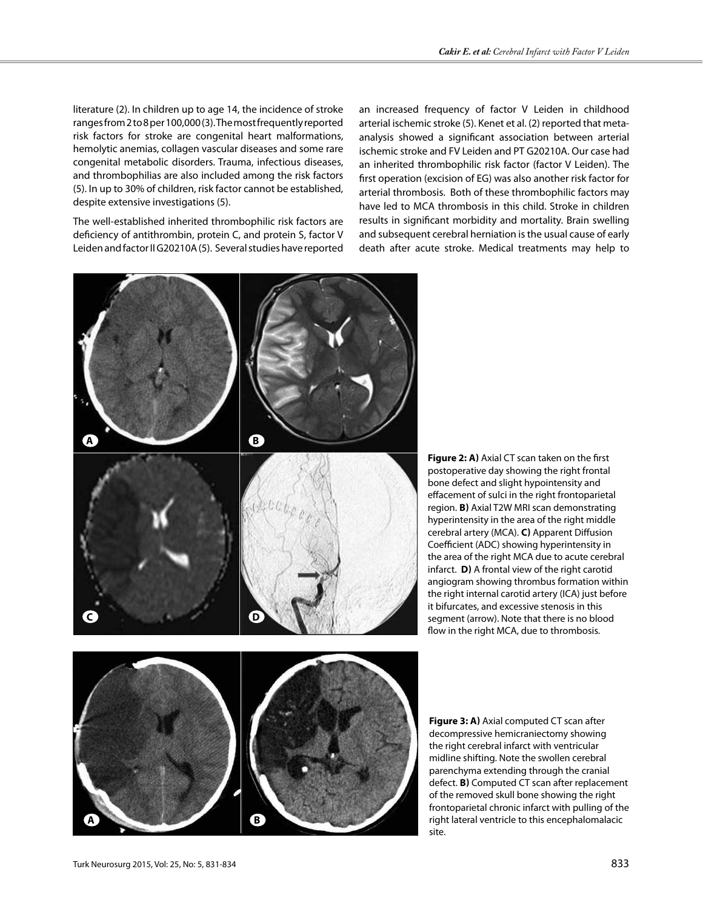literature (2). In children up to age 14, the incidence of stroke ranges from 2 to 8 per 100,000 (3). The most frequently reported risk factors for stroke are congenital heart malformations, hemolytic anemias, collagen vascular diseases and some rare congenital metabolic disorders. Trauma, infectious diseases, and thrombophilias are also included among the risk factors (5). In up to 30% of children, risk factor cannot be established, despite extensive investigations (5).

The well-established inherited thrombophilic risk factors are deficiency of antithrombin, protein C, and protein S, factor V Leiden and factor II G20210A (5). Several studies have reported an increased frequency of factor V Leiden in childhood arterial ischemic stroke (5). Kenet et al. (2) reported that meta-analysis showed a significant association between arterial ischemic stroke and FV Leiden and PT G20210A. Our case had an inherited thrombophilic risk factor (factor V Leiden). The first operation (excision of EG) was also another risk factor for arterial thrombosis. Both of these thrombophilic factors may have led to MCA thrombosis in this child. Stroke in children results in significant morbidity and mortality. Brain swelling and subsequent cerebral herniation is the usual cause of early death after acute stroke. Medical treatments may help to

**Figure 2: A)** Axial CT scan taken on the first postoperative day showing the right frontal bone defect and slight hypointensity and effacement of sulci in the right frontoparietal region. **B)** Axial T2W MRI scan demonstrating hyperintensity in the area of the right middle cerebral artery (MCA). **C)** Apparent Diffusion Coefficient (ADC) showing hyperintensity in the area of the right MCA due to acute cerebral infarct. **D)** A frontal view of the right carotid angiogram showing thrombus formation within the right internal carotid artery (ICA) just before it bifurcates, and excessive stenosis in this segment (arrow). Note that there is no blood flow in the right MCA, due to thrombosis.

**Figure 3: A)** Axial computed CT scan after decompressive hemicraniectomy showing the right cerebral infarct with ventricular midline shifting. Note the swollen cerebral parenchyma extending through the cranial defect. **B)** Computed CT scan after replacement of the removed skull bone showing the right frontoparietal chronic infarct with pulling of the right lateral ventricle to this encephalomalacic site.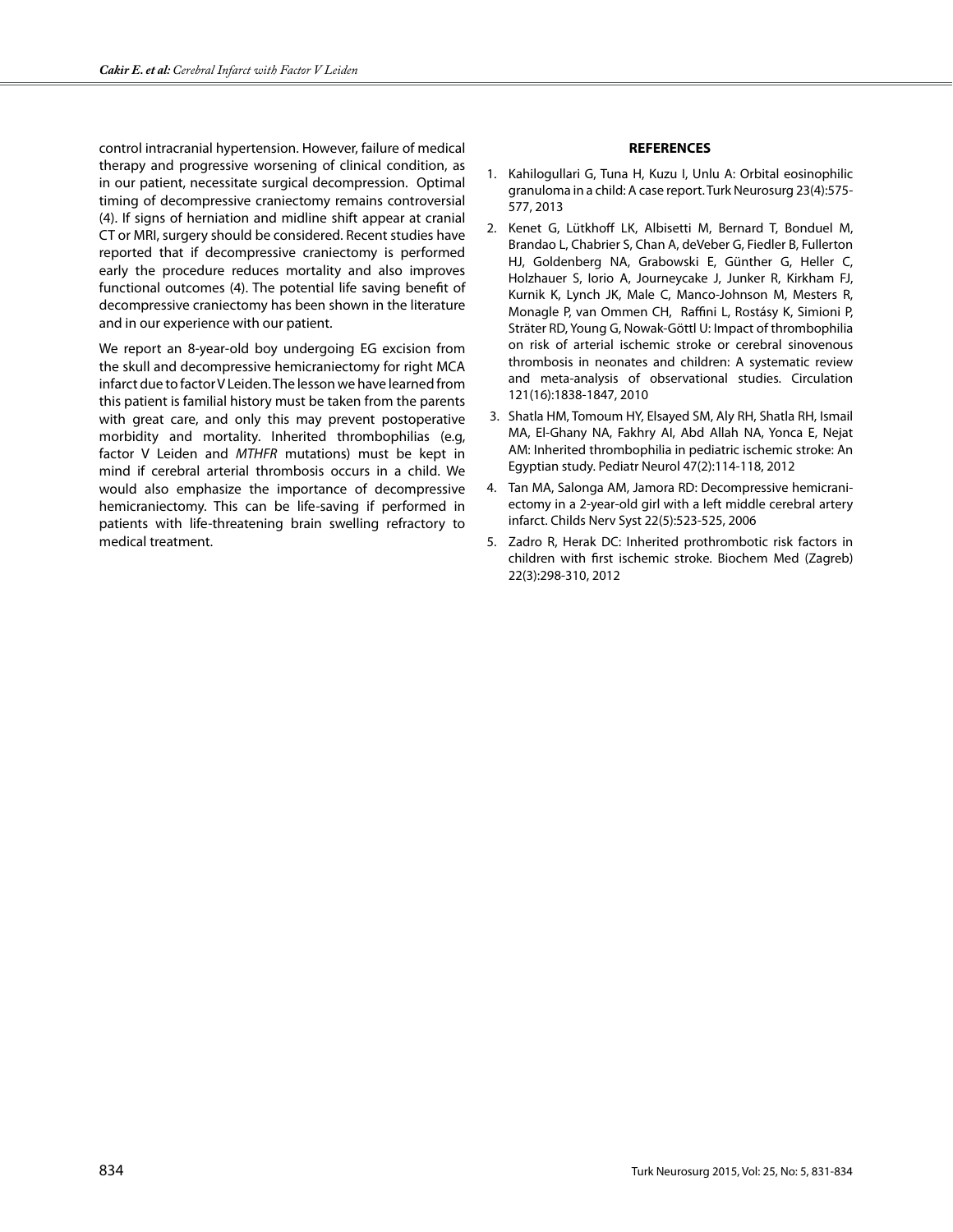control intracranial hypertension. However, failure of medical therapy and progressive worsening of clinical condition, as in our patient, necessitate surgical decompression. Optimal timing of decompressive craniectomy remains controversial (4). If signs of herniation and midline shift appear at cranial CT or MRI, surgery should be considered. Recent studies have reported that if decompressive craniectomy is performed early the procedure reduces mortality and also improves functional outcomes (4). The potential life saving benefit of decompressive craniectomy has been shown in the literature and in our experience with our patient.

We report an 8-year-old boy undergoing EG excision from the skull and decompressive hemicraniectomy for right MCA infarct due to factor V Leiden. The lesson we have learned from this patient is familial history must be taken from the parents with great care, and only this may prevent postoperative morbidity and mortality. Inherited thrombophilias (e.g, factor V Leiden and *MTHFR* mutations) must be kept in mind if cerebral arterial thrombosis occurs in a child. We would also emphasize the importance of decompressive hemicraniectomy. This can be life-saving if performed in patients with life-threatening brain swelling refractory to medical treatment.

## REFERENCES

1. Kahilogullari G, Tuna H, Kuzu I, Unlu A: Orbital eosinophilic granuloma in a child: A case report. Turk Neurosurg 23(4):575-577, 2013
2. Kenet G, Lütkhoff LK, Albisetti M, Bernard T, Bonduel M, Brandao L, Chabrier S, Chan A, deVeber G, Fiedler B, Fullerton HJ, Goldenberg NA, Grabowski E, Günther G, Heller C, Holzhauer S, Iorio A, Journeycake J, Junker R, Kirkham FJ, Kurnik K, Lynch JK, Male C, Manco-Johnson M, Mesters R, Monagle P, van Ommen CH, Raffini L, Rostásy K, Simioni P, Sträter RD, Young G, Nowak-Göttl U: Impact of thrombophilia on risk of arterial ischemic stroke or cerebral sinovenous thrombosis in neonates and children: A systematic review and meta-analysis of observational studies. Circulation 121(16):1838-1847, 2010
3. Shatla HM, Tomoum HY, Elsayed SM, Aly RH, Shatla RH, Ismail MA, El-Ghany NA, Fakhry AI, Abd Allah NA, Yonca E, Nejat AM: Inherited thrombophilia in pediatric ischemic stroke: An Egyptian study. Pediatr Neurol 47(2):114-118, 2012
4. Tan MA, Salonga AM, Jamora RD: Decompressive hemicraniectomy in a 2-year-old girl with a left middle cerebral artery infarct. Childs Nerv Syst 22(5):523-525, 2006
5. Zadro R, Herak DC: Inherited prothrombotic risk factors in children with first ischemic stroke. Biochem Med (Zagreb) 22(3):298-310, 2012